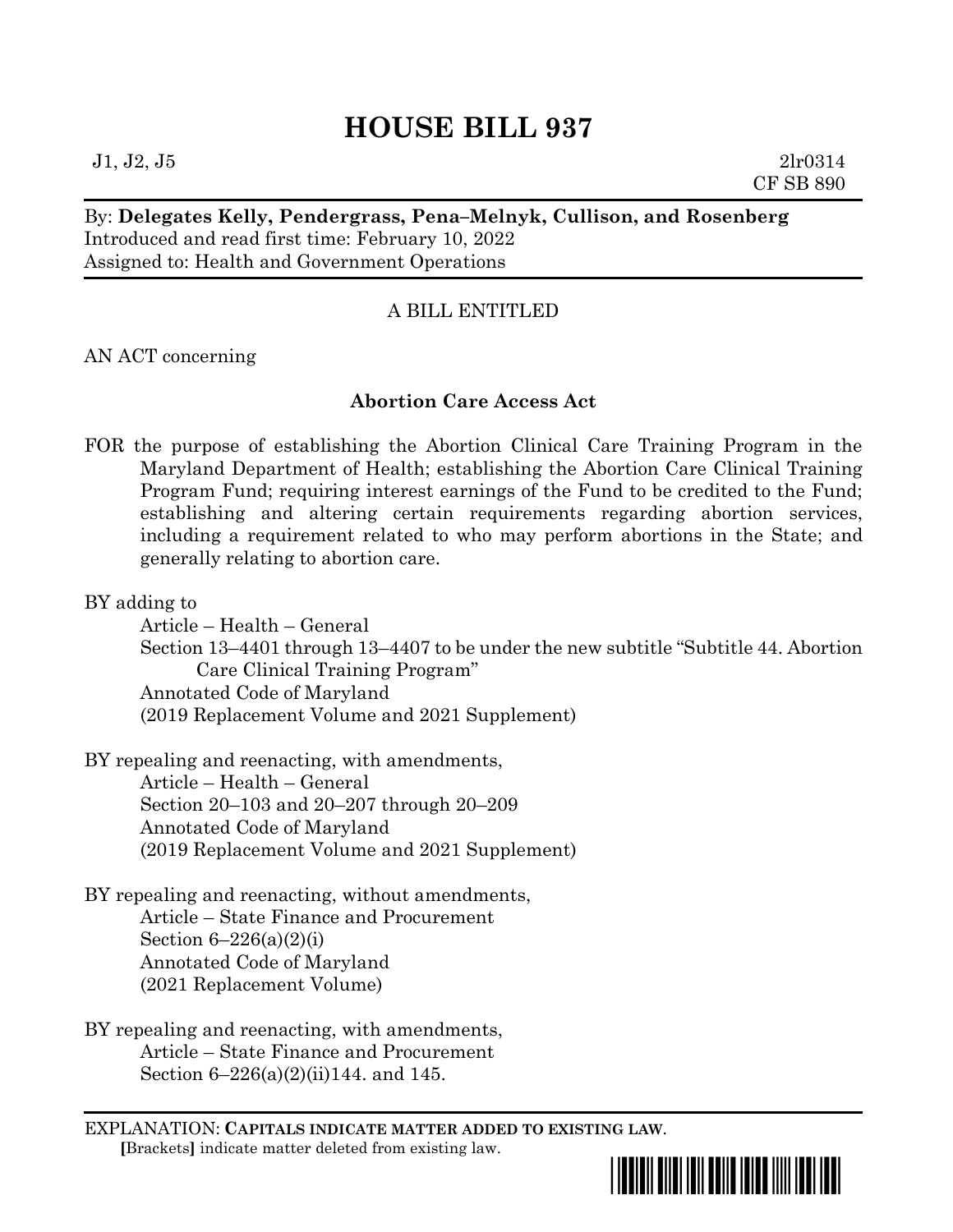# HOUSE BILL 937

J1, J2, J5 2lr0314
CF SB 890

By: **Delegates Kelly, Pendergrass, Pena–Melnyk, Cullison, and Rosenberg**
Introduced and read first time: February 10, 2022
Assigned to: Health and Government Operations

A BILL ENTITLED

AN ACT concerning

**Abortion Care Access Act**

FOR the purpose of establishing the Abortion Clinical Care Training Program in the Maryland Department of Health; establishing the Abortion Care Clinical Training Program Fund; requiring interest earnings of the Fund to be credited to the Fund; establishing and altering certain requirements regarding abortion services, including a requirement related to who may perform abortions in the State; and generally relating to abortion care.

BY adding to
Article – Health – General
Section 13–4401 through 13–4407 to be under the new subtitle "Subtitle 44. Abortion Care Clinical Training Program"
Annotated Code of Maryland
(2019 Replacement Volume and 2021 Supplement)

BY repealing and reenacting, with amendments,
Article – Health – General
Section 20–103 and 20–207 through 20–209
Annotated Code of Maryland
(2019 Replacement Volume and 2021 Supplement)

BY repealing and reenacting, without amendments,
Article – State Finance and Procurement
Section 6–226(a)(2)(i)
Annotated Code of Maryland
(2021 Replacement Volume)

BY repealing and reenacting, with amendments,
Article – State Finance and Procurement
Section 6–226(a)(2)(ii)144. and 145.

EXPLANATION: **CAPITALS INDICATE MATTER ADDED TO EXISTING LAW**.
[Brackets] indicate matter deleted from existing law.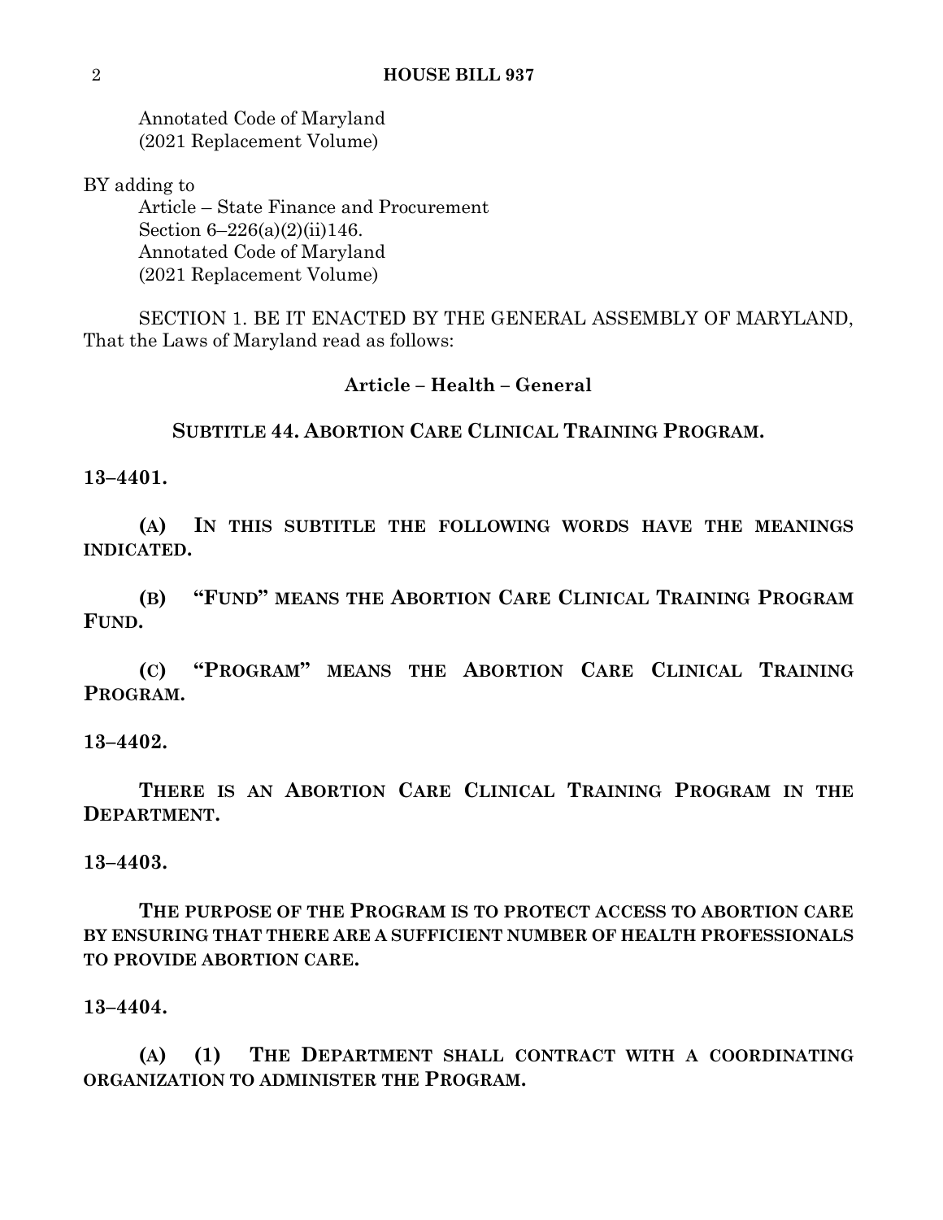Annotated Code of Maryland
(2021 Replacement Volume)

BY adding to
Article – State Finance and Procurement
Section 6–226(a)(2)(ii)146.
Annotated Code of Maryland
(2021 Replacement Volume)

SECTION 1. BE IT ENACTED BY THE GENERAL ASSEMBLY OF MARYLAND, That the Laws of Maryland read as follows:

**Article – Health – General**

**SUBTITLE 44. ABORTION CARE CLINICAL TRAINING PROGRAM.**

**13–4401.**

**(A) IN THIS SUBTITLE THE FOLLOWING WORDS HAVE THE MEANINGS INDICATED.**

**(B) "FUND" MEANS THE ABORTION CARE CLINICAL TRAINING PROGRAM FUND.**

**(C) "PROGRAM" MEANS THE ABORTION CARE CLINICAL TRAINING PROGRAM.**

**13–4402.**

**THERE IS AN ABORTION CARE CLINICAL TRAINING PROGRAM IN THE DEPARTMENT.**

**13–4403.**

**THE PURPOSE OF THE PROGRAM IS TO PROTECT ACCESS TO ABORTION CARE BY ENSURING THAT THERE ARE A SUFFICIENT NUMBER OF HEALTH PROFESSIONALS TO PROVIDE ABORTION CARE.**

**13–4404.**

**(A) (1) THE DEPARTMENT SHALL CONTRACT WITH A COORDINATING ORGANIZATION TO ADMINISTER THE PROGRAM.**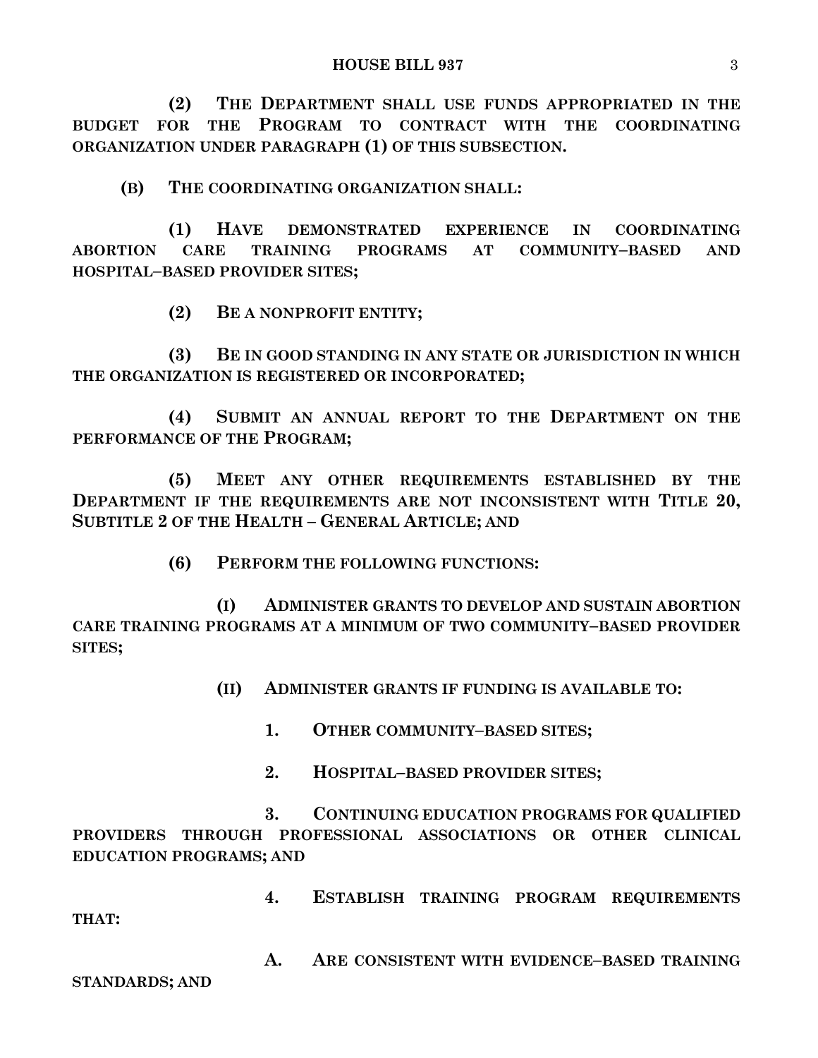**(2) THE DEPARTMENT SHALL USE FUNDS APPROPRIATED IN THE BUDGET FOR THE PROGRAM TO CONTRACT WITH THE COORDINATING ORGANIZATION UNDER PARAGRAPH (1) OF THIS SUBSECTION.**

**(B) THE COORDINATING ORGANIZATION SHALL:**

**(1) HAVE DEMONSTRATED EXPERIENCE IN COORDINATING ABORTION CARE TRAINING PROGRAMS AT COMMUNITY–BASED AND HOSPITAL–BASED PROVIDER SITES;**

**(2) BE A NONPROFIT ENTITY;**

**(3) BE IN GOOD STANDING IN ANY STATE OR JURISDICTION IN WHICH THE ORGANIZATION IS REGISTERED OR INCORPORATED;**

**(4) SUBMIT AN ANNUAL REPORT TO THE DEPARTMENT ON THE PERFORMANCE OF THE PROGRAM;**

**(5) MEET ANY OTHER REQUIREMENTS ESTABLISHED BY THE DEPARTMENT IF THE REQUIREMENTS ARE NOT INCONSISTENT WITH TITLE 20, SUBTITLE 2 OF THE HEALTH – GENERAL ARTICLE; AND**

**(6) PERFORM THE FOLLOWING FUNCTIONS:**

**(I) ADMINISTER GRANTS TO DEVELOP AND SUSTAIN ABORTION CARE TRAINING PROGRAMS AT A MINIMUM OF TWO COMMUNITY–BASED PROVIDER SITES;**

**(II) ADMINISTER GRANTS IF FUNDING IS AVAILABLE TO:**

**1. OTHER COMMUNITY–BASED SITES;**

**2. HOSPITAL–BASED PROVIDER SITES;**

**3. CONTINUING EDUCATION PROGRAMS FOR QUALIFIED PROVIDERS THROUGH PROFESSIONAL ASSOCIATIONS OR OTHER CLINICAL EDUCATION PROGRAMS; AND**

**4. ESTABLISH TRAINING PROGRAM REQUIREMENTS THAT:**

**A. ARE CONSISTENT WITH EVIDENCE–BASED TRAINING STANDARDS; AND**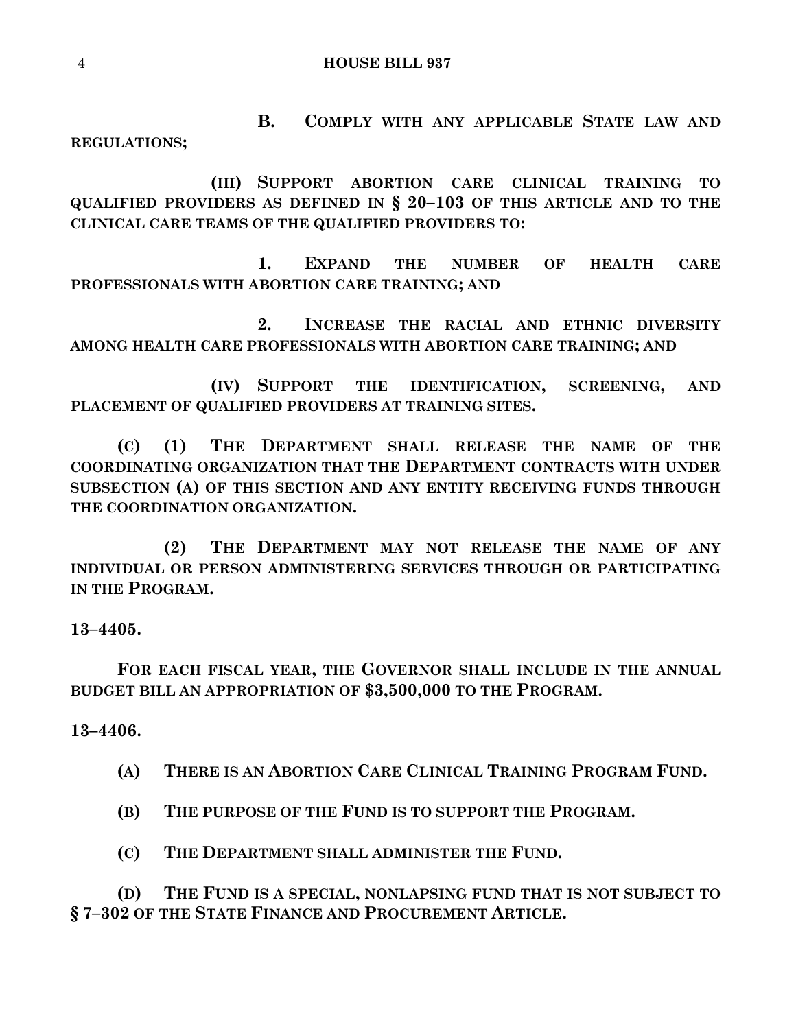**B. COMPLY WITH ANY APPLICABLE STATE LAW AND REGULATIONS;**

**(III) SUPPORT ABORTION CARE CLINICAL TRAINING TO QUALIFIED PROVIDERS AS DEFINED IN § 20–103 OF THIS ARTICLE AND TO THE CLINICAL CARE TEAMS OF THE QUALIFIED PROVIDERS TO:**

**1. EXPAND THE NUMBER OF HEALTH CARE PROFESSIONALS WITH ABORTION CARE TRAINING; AND**

**2. INCREASE THE RACIAL AND ETHNIC DIVERSITY AMONG HEALTH CARE PROFESSIONALS WITH ABORTION CARE TRAINING; AND**

**(IV) SUPPORT THE IDENTIFICATION, SCREENING, AND PLACEMENT OF QUALIFIED PROVIDERS AT TRAINING SITES.**

**(C) (1) THE DEPARTMENT SHALL RELEASE THE NAME OF THE COORDINATING ORGANIZATION THAT THE DEPARTMENT CONTRACTS WITH UNDER SUBSECTION (A) OF THIS SECTION AND ANY ENTITY RECEIVING FUNDS THROUGH THE COORDINATION ORGANIZATION.**

**(2) THE DEPARTMENT MAY NOT RELEASE THE NAME OF ANY INDIVIDUAL OR PERSON ADMINISTERING SERVICES THROUGH OR PARTICIPATING IN THE PROGRAM.**

**13–4405.**

**FOR EACH FISCAL YEAR, THE GOVERNOR SHALL INCLUDE IN THE ANNUAL BUDGET BILL AN APPROPRIATION OF $3,500,000 TO THE PROGRAM.**

**13–4406.**

**(A) THERE IS AN ABORTION CARE CLINICAL TRAINING PROGRAM FUND.**

**(B) THE PURPOSE OF THE FUND IS TO SUPPORT THE PROGRAM.**

**(C) THE DEPARTMENT SHALL ADMINISTER THE FUND.**

**(D) THE FUND IS A SPECIAL, NONLAPSING FUND THAT IS NOT SUBJECT TO § 7–302 OF THE STATE FINANCE AND PROCUREMENT ARTICLE.**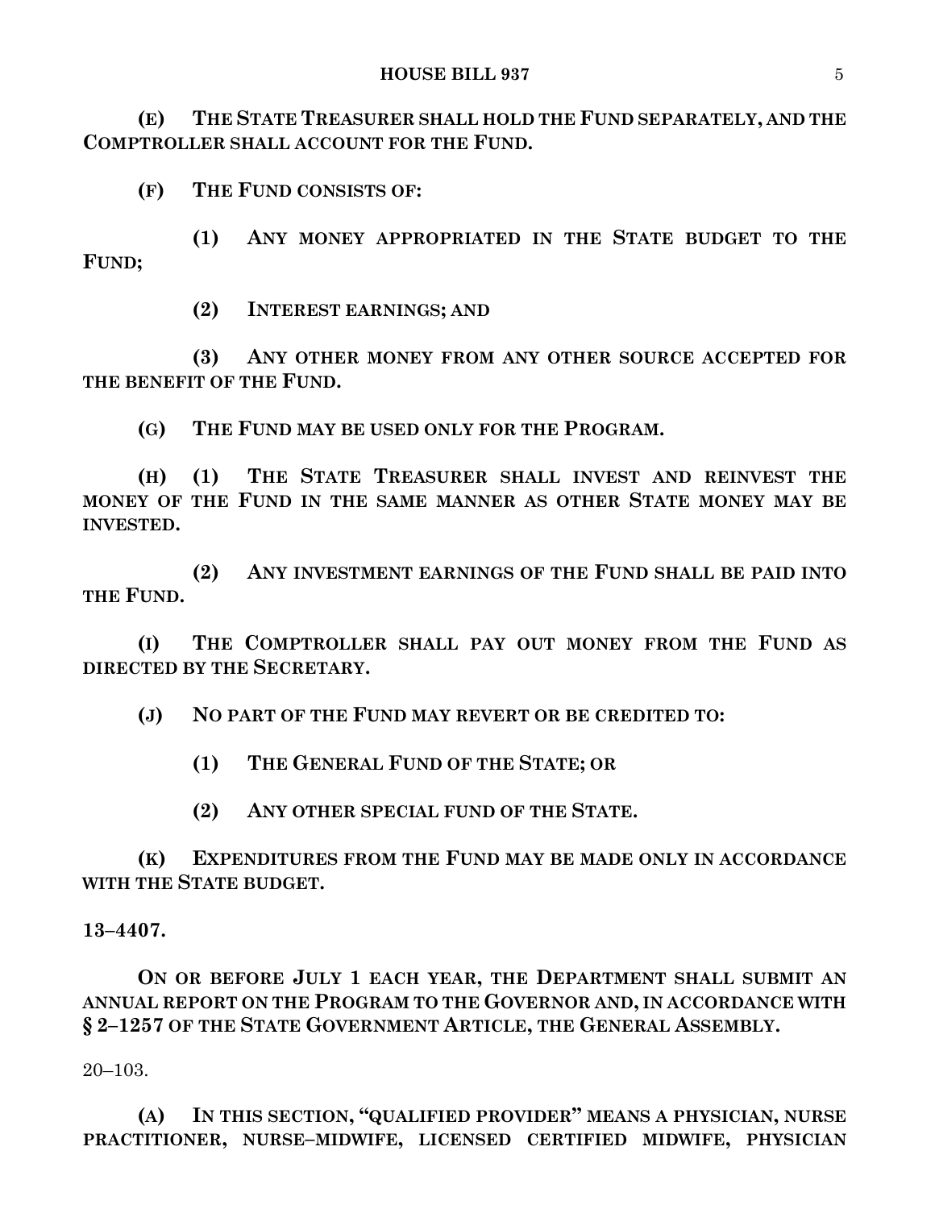**(E) THE STATE TREASURER SHALL HOLD THE FUND SEPARATELY, AND THE COMPTROLLER SHALL ACCOUNT FOR THE FUND.**

**(F) THE FUND CONSISTS OF:**

**(1) ANY MONEY APPROPRIATED IN THE STATE BUDGET TO THE FUND;**

**(2) INTEREST EARNINGS; AND**

**(3) ANY OTHER MONEY FROM ANY OTHER SOURCE ACCEPTED FOR THE BENEFIT OF THE FUND.**

**(G) THE FUND MAY BE USED ONLY FOR THE PROGRAM.**

**(H) (1) THE STATE TREASURER SHALL INVEST AND REINVEST THE MONEY OF THE FUND IN THE SAME MANNER AS OTHER STATE MONEY MAY BE INVESTED.**

**(2) ANY INVESTMENT EARNINGS OF THE FUND SHALL BE PAID INTO THE FUND.**

**(I) THE COMPTROLLER SHALL PAY OUT MONEY FROM THE FUND AS DIRECTED BY THE SECRETARY.**

**(J) NO PART OF THE FUND MAY REVERT OR BE CREDITED TO:**

**(1) THE GENERAL FUND OF THE STATE; OR**

**(2) ANY OTHER SPECIAL FUND OF THE STATE.**

**(K) EXPENDITURES FROM THE FUND MAY BE MADE ONLY IN ACCORDANCE WITH THE STATE BUDGET.**

**13–4407.**

**ON OR BEFORE JULY 1 EACH YEAR, THE DEPARTMENT SHALL SUBMIT AN ANNUAL REPORT ON THE PROGRAM TO THE GOVERNOR AND, IN ACCORDANCE WITH § 2–1257 OF THE STATE GOVERNMENT ARTICLE, THE GENERAL ASSEMBLY.**

20–103.

**(A) IN THIS SECTION, "QUALIFIED PROVIDER" MEANS A PHYSICIAN, NURSE PRACTITIONER, NURSE–MIDWIFE, LICENSED CERTIFIED MIDWIFE, PHYSICIAN**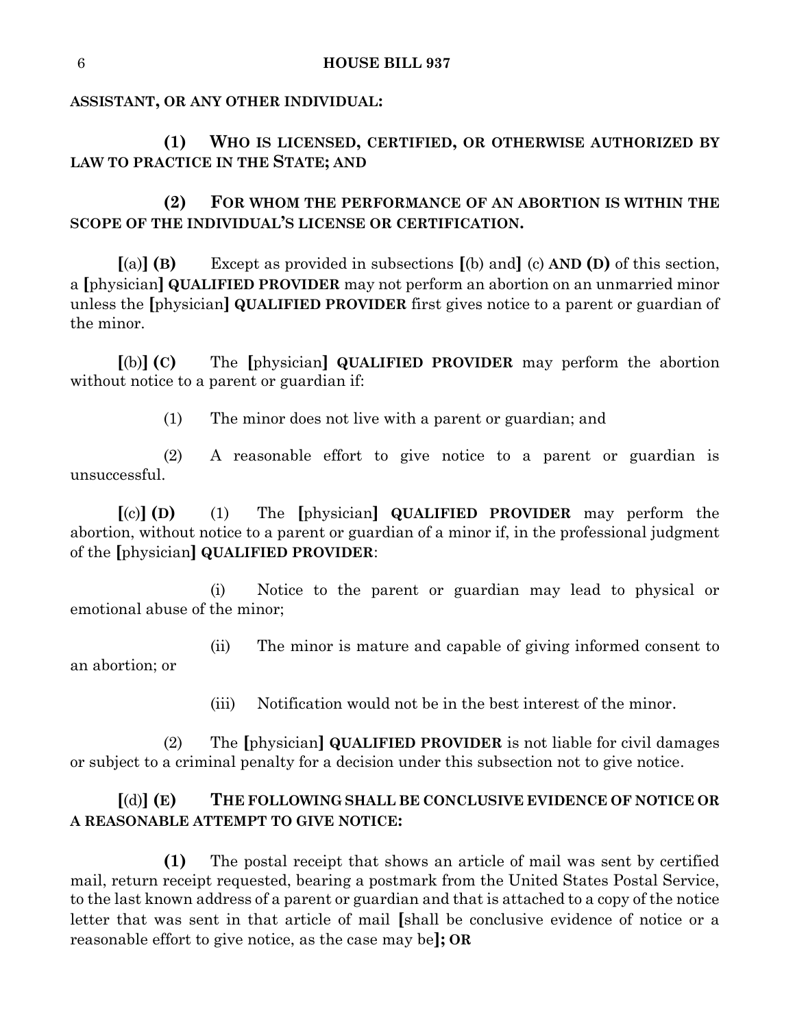**ASSISTANT, OR ANY OTHER INDIVIDUAL:**

**(1) WHO IS LICENSED, CERTIFIED, OR OTHERWISE AUTHORIZED BY LAW TO PRACTICE IN THE STATE; AND**

**(2) FOR WHOM THE PERFORMANCE OF AN ABORTION IS WITHIN THE SCOPE OF THE INDIVIDUAL'S LICENSE OR CERTIFICATION.**

**[**(a)**] (B)** Except as provided in subsections **[**(b) and**]** (c) **AND (D)** of this section, a **[**physician**] QUALIFIED PROVIDER** may not perform an abortion on an unmarried minor unless the **[**physician**] QUALIFIED PROVIDER** first gives notice to a parent or guardian of the minor.

**[**(b)**] (C)** The **[**physician**] QUALIFIED PROVIDER** may perform the abortion without notice to a parent or guardian if:

(1) The minor does not live with a parent or guardian; and

(2) A reasonable effort to give notice to a parent or guardian is unsuccessful.

**[**(c)**] (D)** (1) The **[**physician**] QUALIFIED PROVIDER** may perform the abortion, without notice to a parent or guardian of a minor if, in the professional judgment of the **[**physician**] QUALIFIED PROVIDER**:

(i) Notice to the parent or guardian may lead to physical or emotional abuse of the minor;

(ii) The minor is mature and capable of giving informed consent to an abortion; or

(iii) Notification would not be in the best interest of the minor.

(2) The **[**physician**] QUALIFIED PROVIDER** is not liable for civil damages or subject to a criminal penalty for a decision under this subsection not to give notice.

**[**(d)**] (E) THE FOLLOWING SHALL BE CONCLUSIVE EVIDENCE OF NOTICE OR A REASONABLE ATTEMPT TO GIVE NOTICE:**

**(1)** The postal receipt that shows an article of mail was sent by certified mail, return receipt requested, bearing a postmark from the United States Postal Service, to the last known address of a parent or guardian and that is attached to a copy of the notice letter that was sent in that article of mail **[**shall be conclusive evidence of notice or a reasonable effort to give notice, as the case may be**]; OR**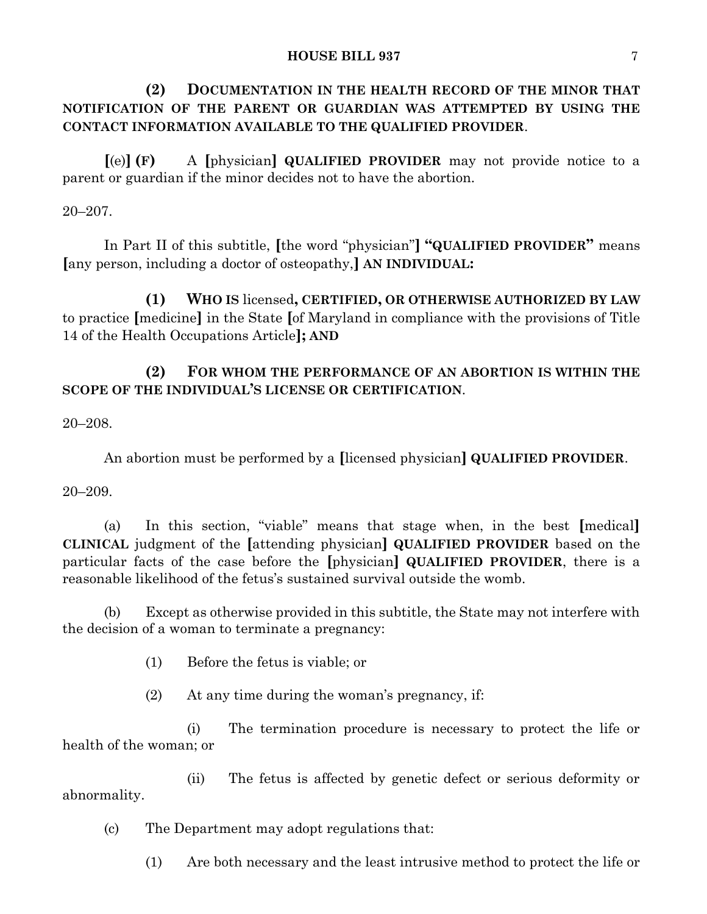**(2) DOCUMENTATION IN THE HEALTH RECORD OF THE MINOR THAT NOTIFICATION OF THE PARENT OR GUARDIAN WAS ATTEMPTED BY USING THE CONTACT INFORMATION AVAILABLE TO THE QUALIFIED PROVIDER**.

**[**(e)**] (F)** A **[**physician**] QUALIFIED PROVIDER** may not provide notice to a parent or guardian if the minor decides not to have the abortion.

20–207.

In Part II of this subtitle, **[**the word "physician"**] "QUALIFIED PROVIDER"** means **[**any person, including a doctor of osteopathy,**] AN INDIVIDUAL:**

**(1) WHO IS** licensed**, CERTIFIED, OR OTHERWISE AUTHORIZED BY LAW** to practice **[**medicine**]** in the State **[**of Maryland in compliance with the provisions of Title 14 of the Health Occupations Article**]; AND**

**(2) FOR WHOM THE PERFORMANCE OF AN ABORTION IS WITHIN THE SCOPE OF THE INDIVIDUAL'S LICENSE OR CERTIFICATION**.

20–208.

An abortion must be performed by a **[**licensed physician**] QUALIFIED PROVIDER**.

20–209.

(a) In this section, "viable" means that stage when, in the best **[**medical**] CLINICAL** judgment of the **[**attending physician**] QUALIFIED PROVIDER** based on the particular facts of the case before the **[**physician**] QUALIFIED PROVIDER**, there is a reasonable likelihood of the fetus's sustained survival outside the womb.

(b) Except as otherwise provided in this subtitle, the State may not interfere with the decision of a woman to terminate a pregnancy:

(1) Before the fetus is viable; or

(2) At any time during the woman's pregnancy, if:

(i) The termination procedure is necessary to protect the life or health of the woman; or

(ii) The fetus is affected by genetic defect or serious deformity or abnormality.

(c) The Department may adopt regulations that:

(1) Are both necessary and the least intrusive method to protect the life or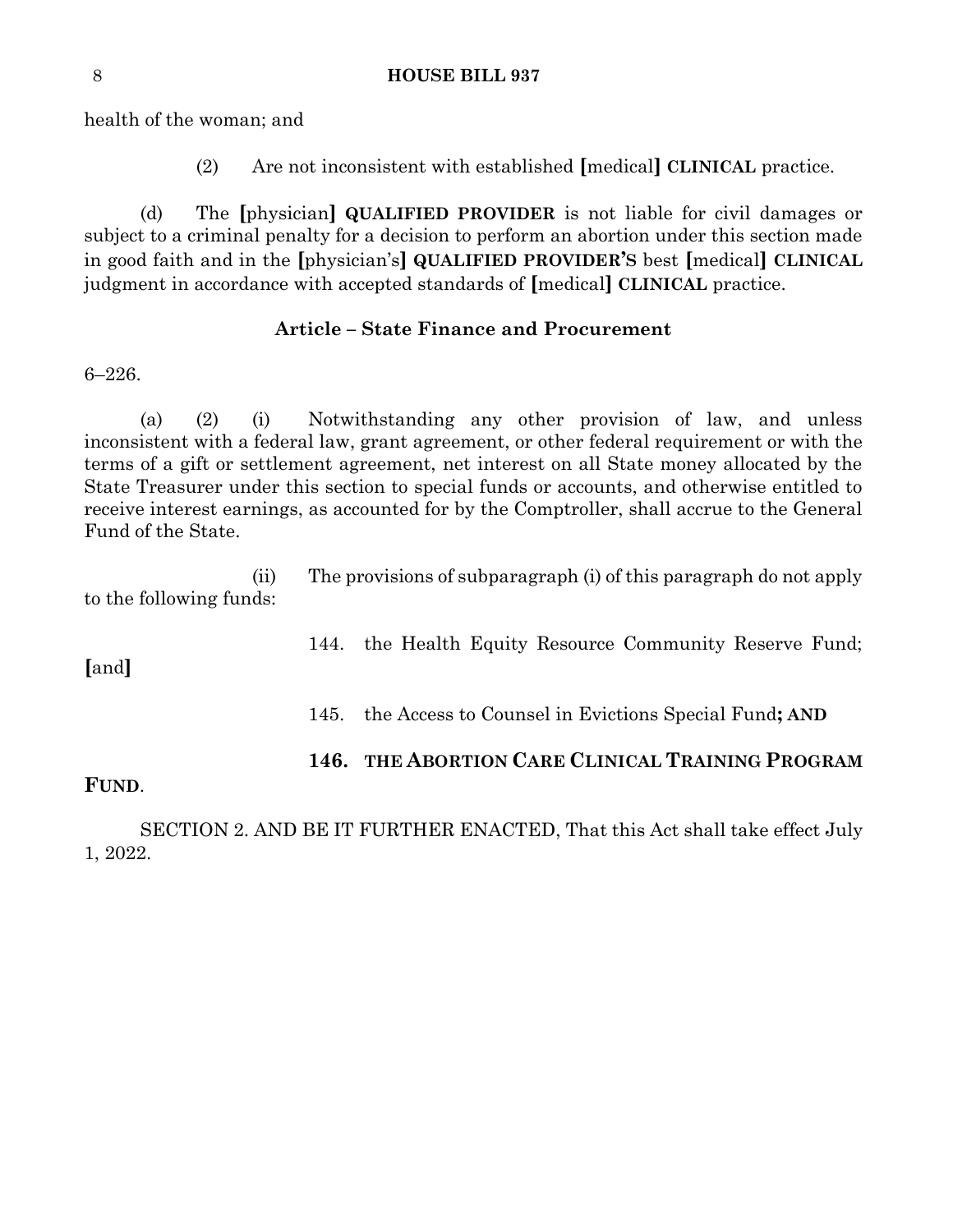health of the woman; and

(2) Are not inconsistent with established [medical] **CLINICAL** practice.

(d) The [physician] **QUALIFIED PROVIDER** is not liable for civil damages or subject to a criminal penalty for a decision to perform an abortion under this section made in good faith and in the [physician's] **QUALIFIED PROVIDER'S** best [medical] **CLINICAL** judgment in accordance with accepted standards of [medical] **CLINICAL** practice.

## Article – State Finance and Procurement

6–226.

(a) (2) (i) Notwithstanding any other provision of law, and unless inconsistent with a federal law, grant agreement, or other federal requirement or with the terms of a gift or settlement agreement, net interest on all State money allocated by the State Treasurer under this section to special funds or accounts, and otherwise entitled to receive interest earnings, as accounted for by the Comptroller, shall accrue to the General Fund of the State.

(ii) The provisions of subparagraph (i) of this paragraph do not apply to the following funds:

144. the Health Equity Resource Community Reserve Fund; [and]

145. the Access to Counsel in Evictions Special Fund**; AND**

**146. THE ABORTION CARE CLINICAL TRAINING PROGRAM FUND**.

SECTION 2. AND BE IT FURTHER ENACTED, That this Act shall take effect July 1, 2022.